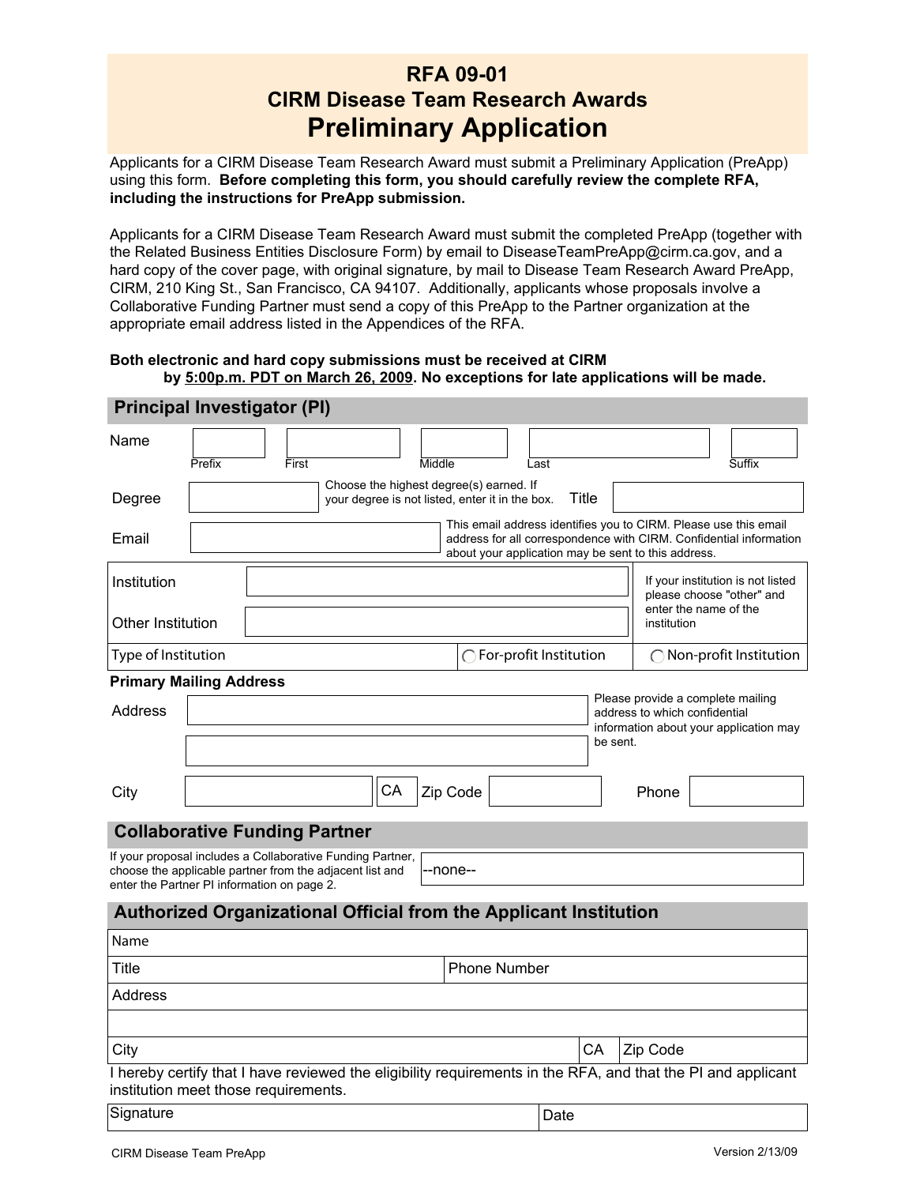# RFA 09-01
## CIRM Disease Team Research Awards
# Preliminary Application

Applicants for a CIRM Disease Team Research Award must submit a Preliminary Application (PreApp) using this form. **Before completing this form, you should carefully review the complete RFA, including the instructions for PreApp submission.**

Applicants for a CIRM Disease Team Research Award must submit the completed PreApp (together with the Related Business Entities Disclosure Form) by email to DiseaseTeamPreApp@cirm.ca.gov, and a hard copy of the cover page, with original signature, by mail to Disease Team Research Award PreApp, CIRM, 210 King St., San Francisco, CA 94107. Additionally, applicants whose proposals involve a Collaborative Funding Partner must send a copy of this PreApp to the Partner organization at the appropriate email address listed in the Appendices of the RFA.

**Both electronic and hard copy submissions must be received at CIRM by 5:00p.m. PDT on March 26, 2009. No exceptions for late applications will be made.**

## Principal Investigator (PI)

Name: ______ Prefix ______ First ______ Middle ______ Last ______ Suffix

Degree: ______ Choose the highest degree(s) earned. If your degree is not listed, enter it in the box. Title: ______

Email: ______ This email address identifies you to CIRM. Please use this email address for all correspondence with CIRM. Confidential information about your application may be sent to this address.

| | | |
|---|---|---|
| Institution | | If your institution is not listed please choose "other" and enter the name of the institution |
| Other Institution | | |
| Type of Institution | ◯ For-profit Institution | ◯ Non-profit Institution |

**Primary Mailing Address**

Address: ______

______

Please provide a complete mailing address to which confidential information about your application may be sent.

City: ______ CA Zip Code: ______ Phone: ______

## Collaborative Funding Partner

If your proposal includes a Collaborative Funding Partner, choose the applicable partner from the adjacent list and enter the Partner PI information on page 2. --none--

## Authorized Organizational Official from the Applicant Institution

| | | |
|---|---|---|
| Name | | |
| Title | Phone Number | |
| Address | | |
| | | |
| City | CA | Zip Code |

I hereby certify that I have reviewed the eligibility requirements in the RFA, and that the PI and applicant institution meet those requirements.

| | |
|---|---|
| Signature | Date |

CIRM Disease Team PreApp — Version 2/13/09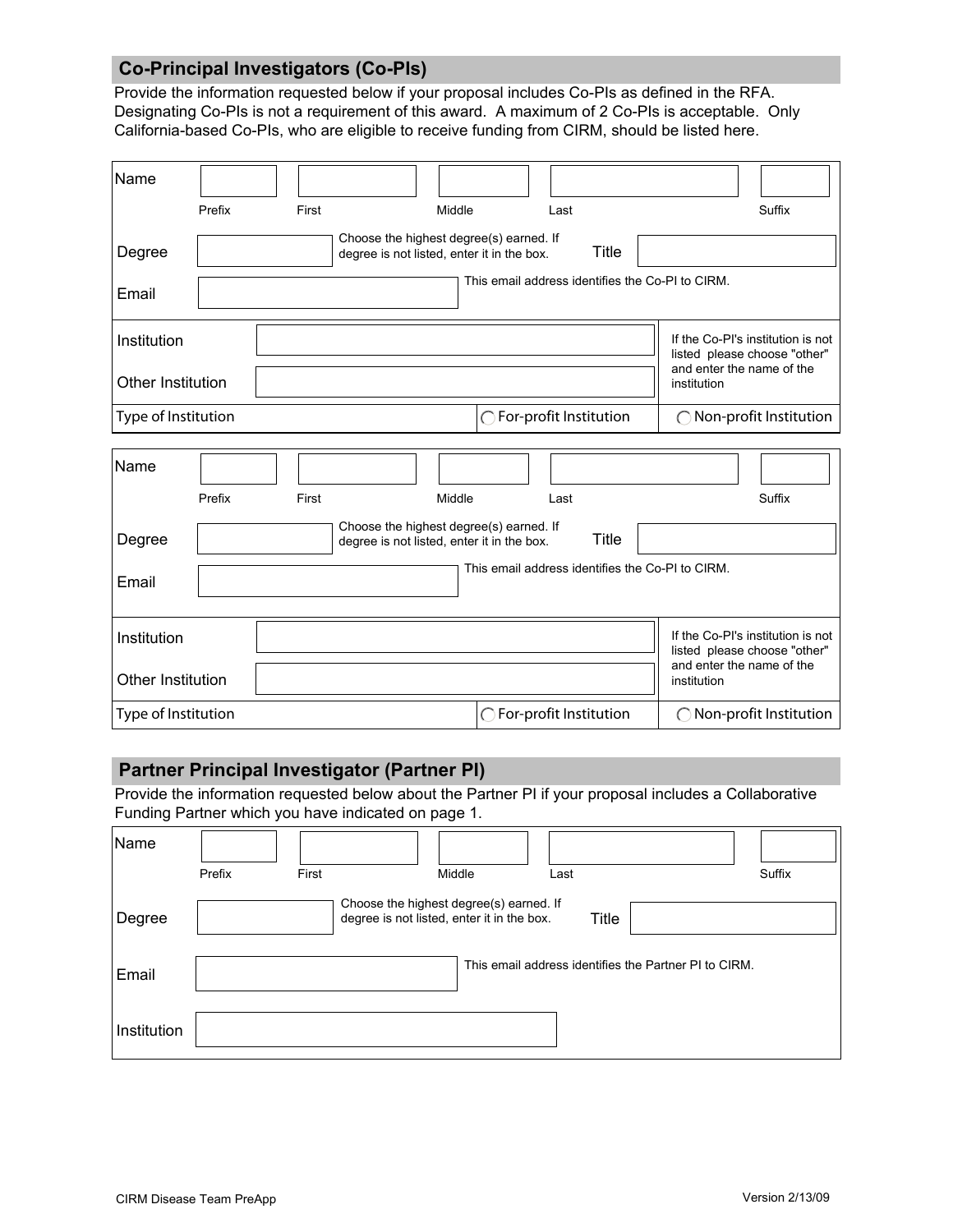## Co-Principal Investigators (Co-PIs)

Provide the information requested below if your proposal includes Co-PIs as defined in the RFA. Designating Co-PIs is not a requirement of this award. A maximum of 2 Co-PIs is acceptable. Only California-based Co-PIs, who are eligible to receive funding from CIRM, should be listed here.

| | | | | | |
|---|---|---|---|---|---|
| Name | Prefix | First | Middle | Last | Suffix |
| Degree | | Choose the highest degree(s) earned. If degree is not listed, enter it in the box. | | Title | |
| Email | | This email address identifies the Co-PI to CIRM. | | | |
| Institution | | | | If the Co-PI's institution is not listed please choose "other" and enter the name of the institution | |
| Other Institution | | | | | |
| Type of Institution | | | ◯ For-profit Institution | ◯ Non-profit Institution | |

| | | | | | |
|---|---|---|---|---|---|
| Name | Prefix | First | Middle | Last | Suffix |
| Degree | | Choose the highest degree(s) earned. If degree is not listed, enter it in the box. | | Title | |
| Email | | This email address identifies the Co-PI to CIRM. | | | |
| Institution | | | | If the Co-PI's institution is not listed please choose "other" and enter the name of the institution | |
| Other Institution | | | | | |
| Type of Institution | | | ◯ For-profit Institution | ◯ Non-profit Institution | |

## Partner Principal Investigator (Partner PI)

Provide the information requested below about the Partner PI if your proposal includes a Collaborative Funding Partner which you have indicated on page 1.

| | | | | | |
|---|---|---|---|---|---|
| Name | Prefix | First | Middle | Last | Suffix |
| Degree | | Choose the highest degree(s) earned. If degree is not listed, enter it in the box. | | Title | |
| Email | | This email address identifies the Partner PI to CIRM. | | | |
| Institution | | | | | |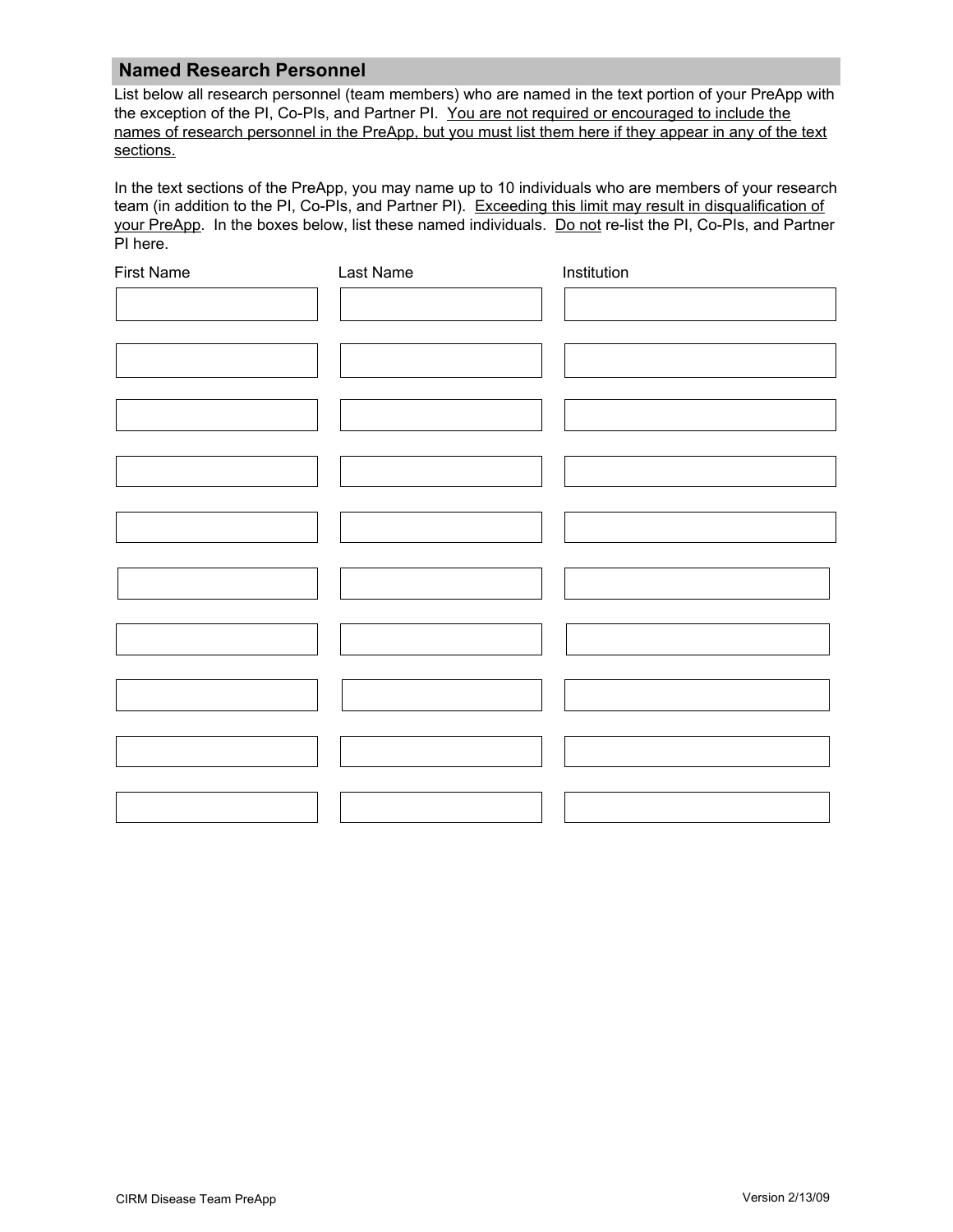## Named Research Personnel

List below all research personnel (team members) who are named in the text portion of your PreApp with the exception of the PI, Co-PIs, and Partner PI. You are not required or encouraged to include the names of research personnel in the PreApp, but you must list them here if they appear in any of the text sections.

In the text sections of the PreApp, you may name up to 10 individuals who are members of your research team (in addition to the PI, Co-PIs, and Partner PI). Exceeding this limit may result in disqualification of your PreApp. In the boxes below, list these named individuals. Do not re-list the PI, Co-PIs, and Partner PI here.

| First Name | Last Name | Institution |
| --- | --- | --- |
| | | |
| | | |
| | | |
| | | |
| | | |
| | | |
| | | |
| | | |
| | | |
| | | |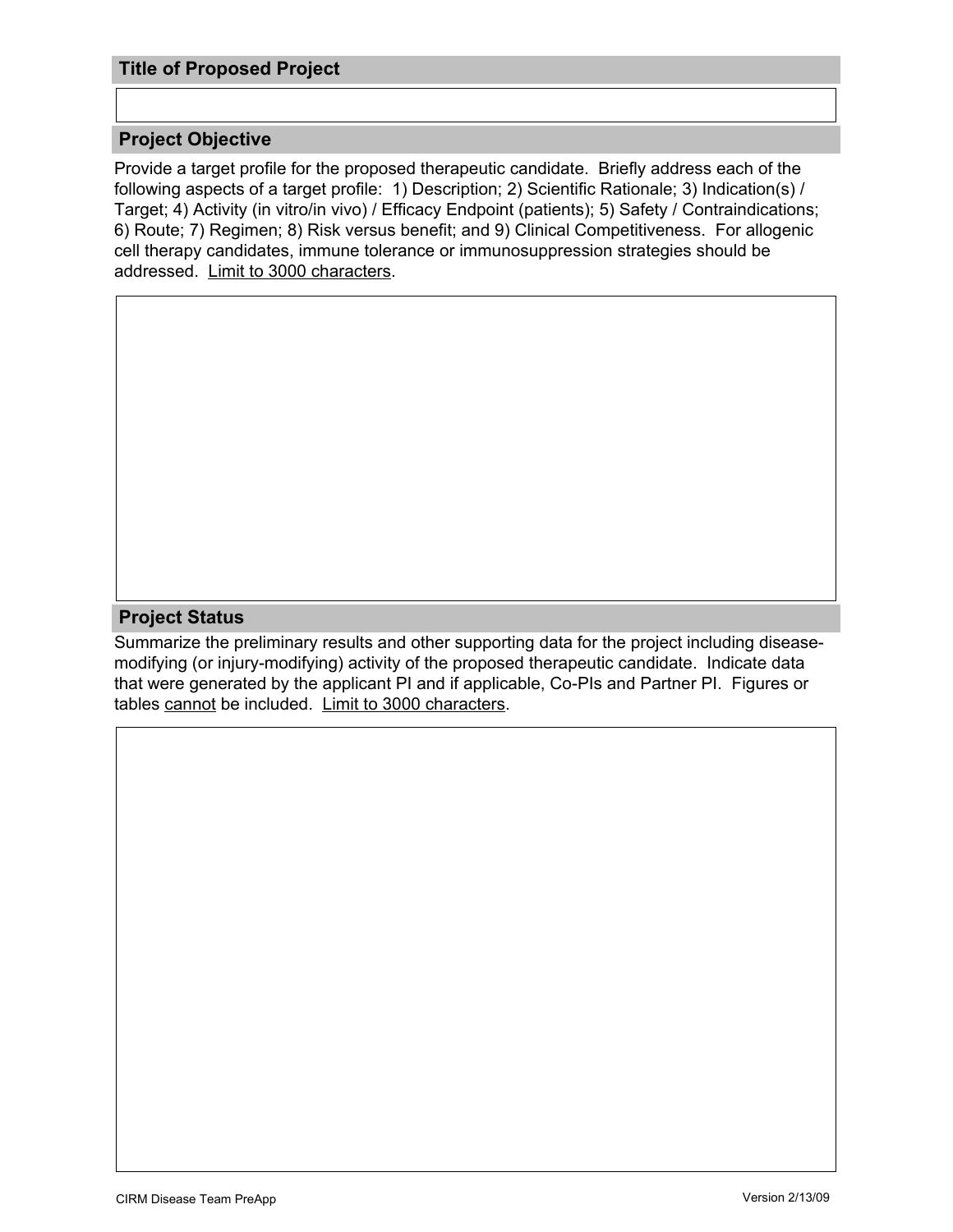## Title of Proposed Project

## Project Objective

Provide a target profile for the proposed therapeutic candidate. Briefly address each of the following aspects of a target profile: 1) Description; 2) Scientific Rationale; 3) Indication(s) / Target; 4) Activity (in vitro/in vivo) / Efficacy Endpoint (patients); 5) Safety / Contraindications; 6) Route; 7) Regimen; 8) Risk versus benefit; and 9) Clinical Competitiveness. For allogenic cell therapy candidates, immune tolerance or immunosuppression strategies should be addressed. Limit to 3000 characters.

## Project Status

Summarize the preliminary results and other supporting data for the project including disease-modifying (or injury-modifying) activity of the proposed therapeutic candidate. Indicate data that were generated by the applicant PI and if applicable, Co-PIs and Partner PI. Figures or tables cannot be included. Limit to 3000 characters.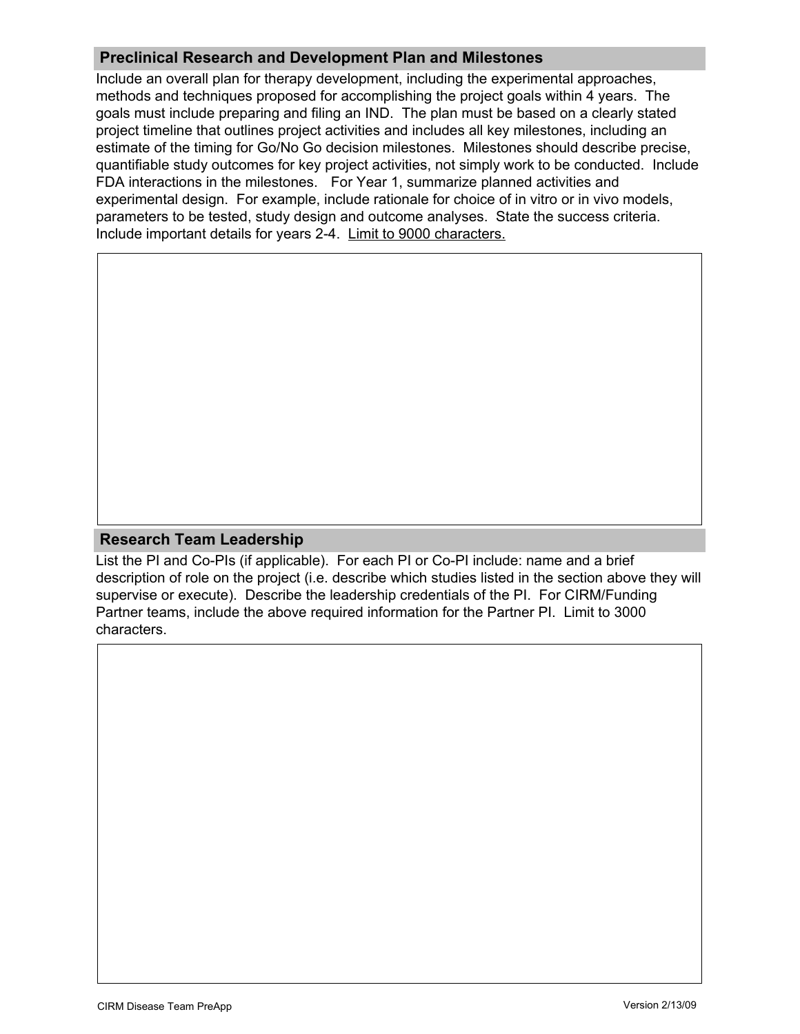## Preclinical Research and Development Plan and Milestones

Include an overall plan for therapy development, including the experimental approaches, methods and techniques proposed for accomplishing the project goals within 4 years. The goals must include preparing and filing an IND. The plan must be based on a clearly stated project timeline that outlines project activities and includes all key milestones, including an estimate of the timing for Go/No Go decision milestones. Milestones should describe precise, quantifiable study outcomes for key project activities, not simply work to be conducted. Include FDA interactions in the milestones. For Year 1, summarize planned activities and experimental design. For example, include rationale for choice of in vitro or in vivo models, parameters to be tested, study design and outcome analyses. State the success criteria. Include important details for years 2-4. <u>Limit to 9000 characters.</u>

## Research Team Leadership

List the PI and Co-PIs (if applicable). For each PI or Co-PI include: name and a brief description of role on the project (i.e. describe which studies listed in the section above they will supervise or execute). Describe the leadership credentials of the PI. For CIRM/Funding Partner teams, include the above required information for the Partner PI. Limit to 3000 characters.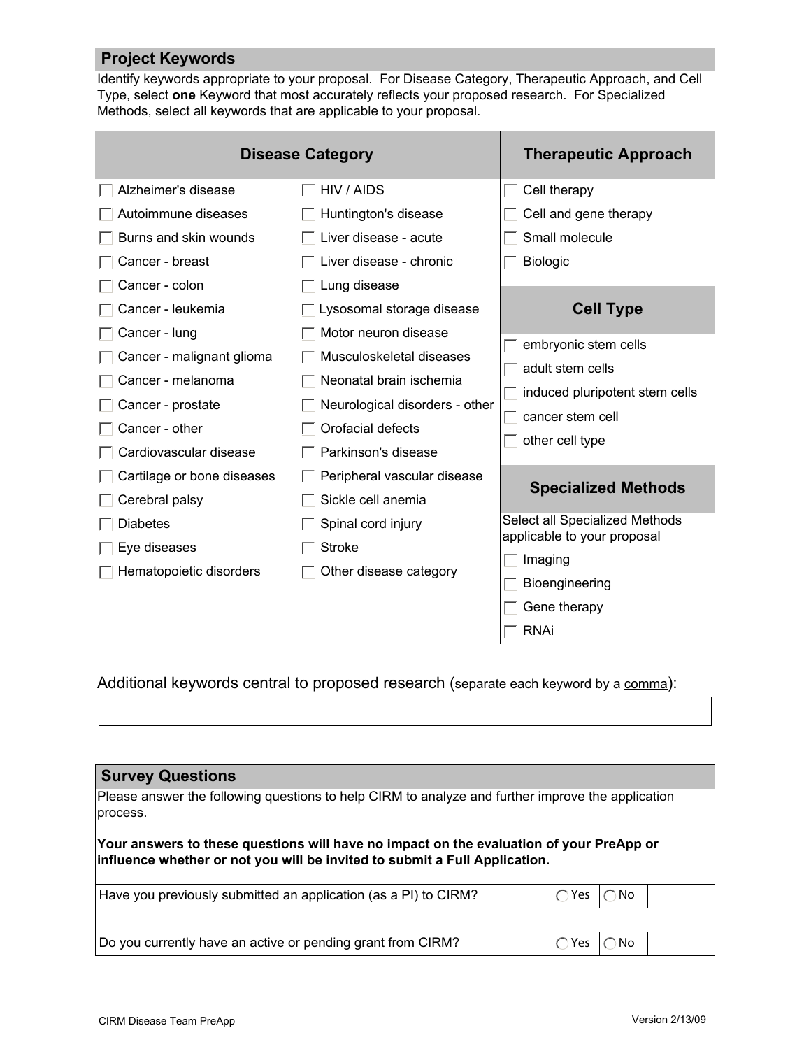## Project Keywords

Identify keywords appropriate to your proposal. For Disease Category, Therapeutic Approach, and Cell Type, select **one** Keyword that most accurately reflects your proposed research. For Specialized Methods, select all keywords that are applicable to your proposal.

### Disease Category

- ☐ Alzheimer's disease
- ☐ Autoimmune diseases
- ☐ Burns and skin wounds
- ☐ Cancer - breast
- ☐ Cancer - colon
- ☐ Cancer - leukemia
- ☐ Cancer - lung
- ☐ Cancer - malignant glioma
- ☐ Cancer - melanoma
- ☐ Cancer - prostate
- ☐ Cancer - other
- ☐ Cardiovascular disease
- ☐ Cartilage or bone diseases
- ☐ Cerebral palsy
- ☐ Diabetes
- ☐ Eye diseases
- ☐ Hematopoietic disorders
- ☐ HIV / AIDS
- ☐ Huntington's disease
- ☐ Liver disease - acute
- ☐ Liver disease - chronic
- ☐ Lung disease
- ☐ Lysosomal storage disease
- ☐ Motor neuron disease
- ☐ Musculoskeletal diseases
- ☐ Neonatal brain ischemia
- ☐ Neurological disorders - other
- ☐ Orofacial defects
- ☐ Parkinson's disease
- ☐ Peripheral vascular disease
- ☐ Sickle cell anemia
- ☐ Spinal cord injury
- ☐ Stroke
- ☐ Other disease category

### Therapeutic Approach

- ☐ Cell therapy
- ☐ Cell and gene therapy
- ☐ Small molecule
- ☐ Biologic

### Cell Type

- ☐ embryonic stem cells
- ☐ adult stem cells
- ☐ induced pluripotent stem cells
- ☐ cancer stem cell
- ☐ other cell type

### Specialized Methods

Select all Specialized Methods applicable to your proposal

- ☐ Imaging
- ☐ Bioengineering
- ☐ Gene therapy
- ☐ RNAi

Additional keywords central to proposed research (separate each keyword by a comma):

## Survey Questions

Please answer the following questions to help CIRM to analyze and further improve the application process.

**Your answers to these questions will have no impact on the evaluation of your PreApp or influence whether or not you will be invited to submit a Full Application.**

| | | |
|---|---|---|
| Have you previously submitted an application (as a PI) to CIRM? | ◯ Yes | ◯ No |
| Do you currently have an active or pending grant from CIRM? | ◯ Yes | ◯ No |

CIRM Disease Team PreApp — Version 2/13/09